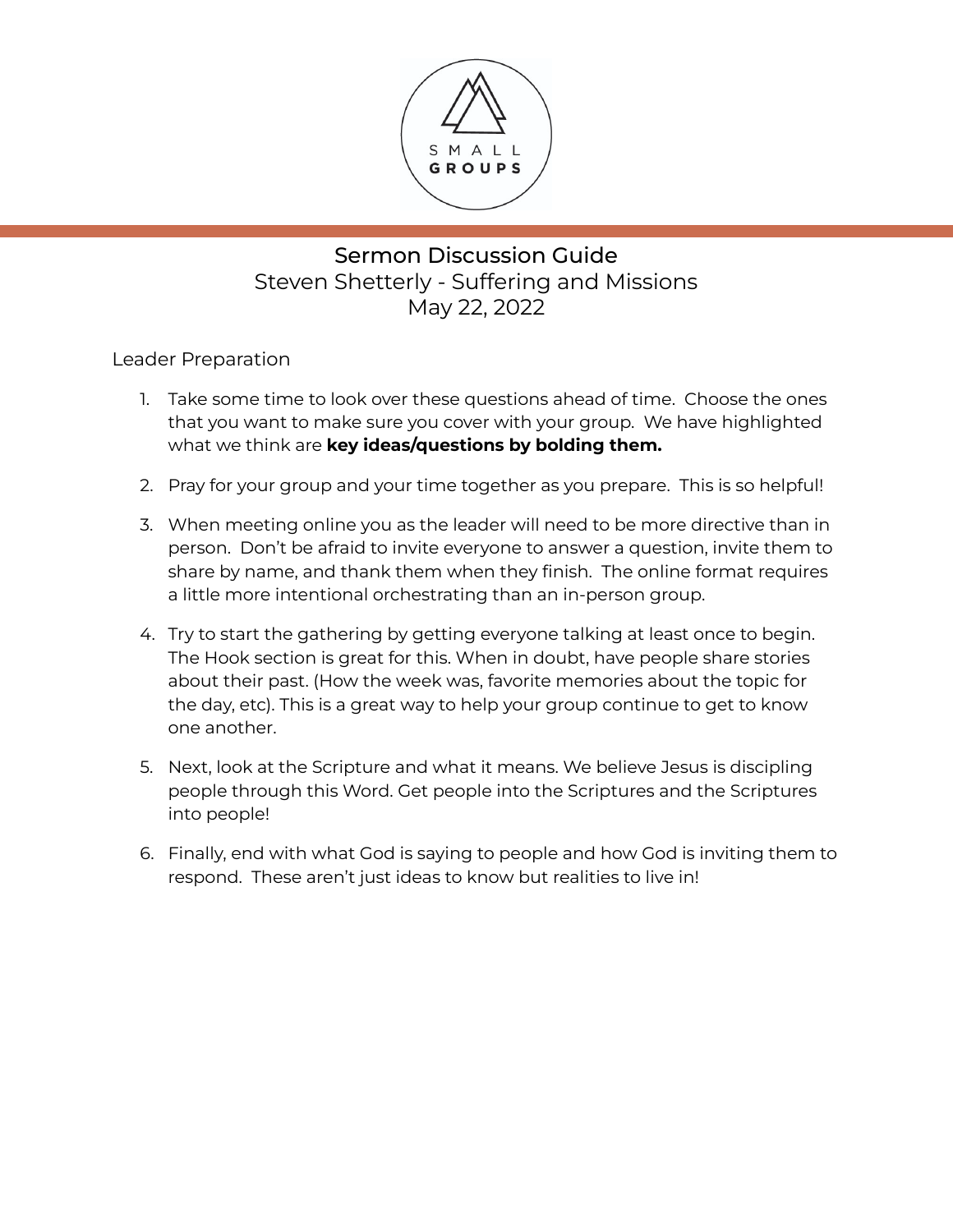# Sermon Discussion Guide

Steven Shetterly - Suffering and Missions

May 22, 2022

Leader Preparation

1. Take some time to look over these questions ahead of time. Choose the ones that you want to make sure you cover with your group. We have highlighted what we think are **key ideas/questions by bolding them.**
2. Pray for your group and your time together as you prepare. This is so helpful!
3. When meeting online you as the leader will need to be more directive than in person. Don't be afraid to invite everyone to answer a question, invite them to share by name, and thank them when they finish. The online format requires a little more intentional orchestrating than an in-person group.
4. Try to start the gathering by getting everyone talking at least once to begin. The Hook section is great for this. When in doubt, have people share stories about their past. (How the week was, favorite memories about the topic for the day, etc). This is a great way to help your group continue to get to know one another.
5. Next, look at the Scripture and what it means. We believe Jesus is discipling people through this Word. Get people into the Scriptures and the Scriptures into people!
6. Finally, end with what God is saying to people and how God is inviting them to respond. These aren't just ideas to know but realities to live in!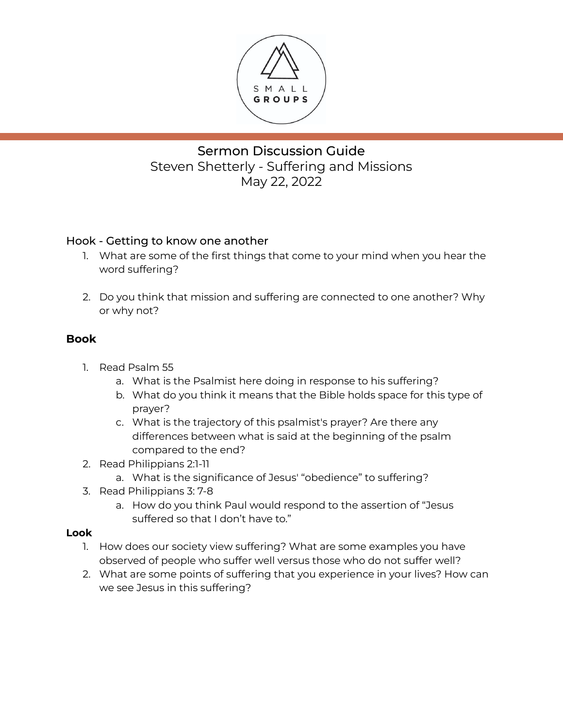# Sermon Discussion Guide

Steven Shetterly - Suffering and Missions

May 22, 2022

## Hook - Getting to know one another

1. What are some of the first things that come to your mind when you hear the word suffering?

2. Do you think that mission and suffering are connected to one another? Why or why not?

## **Book**

1. Read Psalm 55
   a. What is the Psalmist here doing in response to his suffering?
   b. What do you think it means that the Bible holds space for this type of prayer?
   c. What is the trajectory of this psalmist's prayer? Are there any differences between what is said at the beginning of the psalm compared to the end?
2. Read Philippians 2:1-11
   a. What is the significance of Jesus' "obedience" to suffering?
3. Read Philippians 3: 7-8
   a. How do you think Paul would respond to the assertion of "Jesus suffered so that I don't have to."

## **Look**

1. How does our society view suffering? What are some examples you have observed of people who suffer well versus those who do not suffer well?
2. What are some points of suffering that you experience in your lives? How can we see Jesus in this suffering?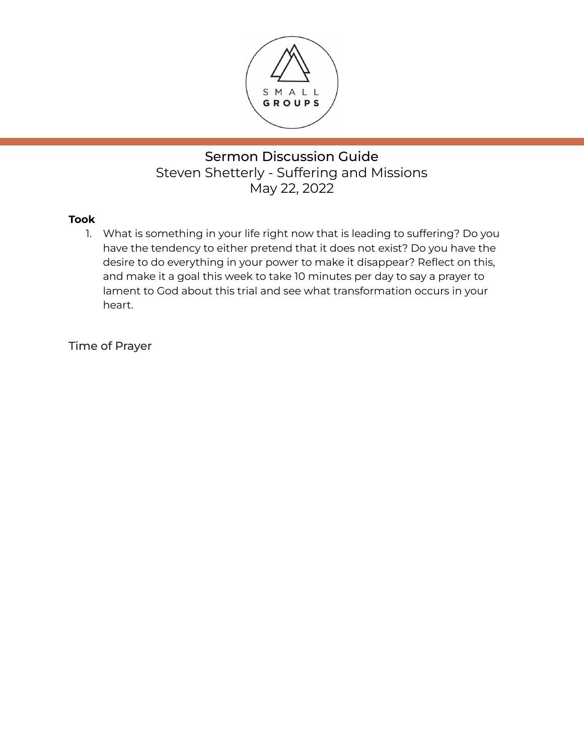SMALL GROUPS

## Sermon Discussion Guide

Steven Shetterly - Suffering and Missions

May 22, 2022

**Took**

1. What is something in your life right now that is leading to suffering? Do you have the tendency to either pretend that it does not exist? Do you have the desire to do everything in your power to make it disappear? Reflect on this, and make it a goal this week to take 10 minutes per day to say a prayer to lament to God about this trial and see what transformation occurs in your heart.

Time of Prayer